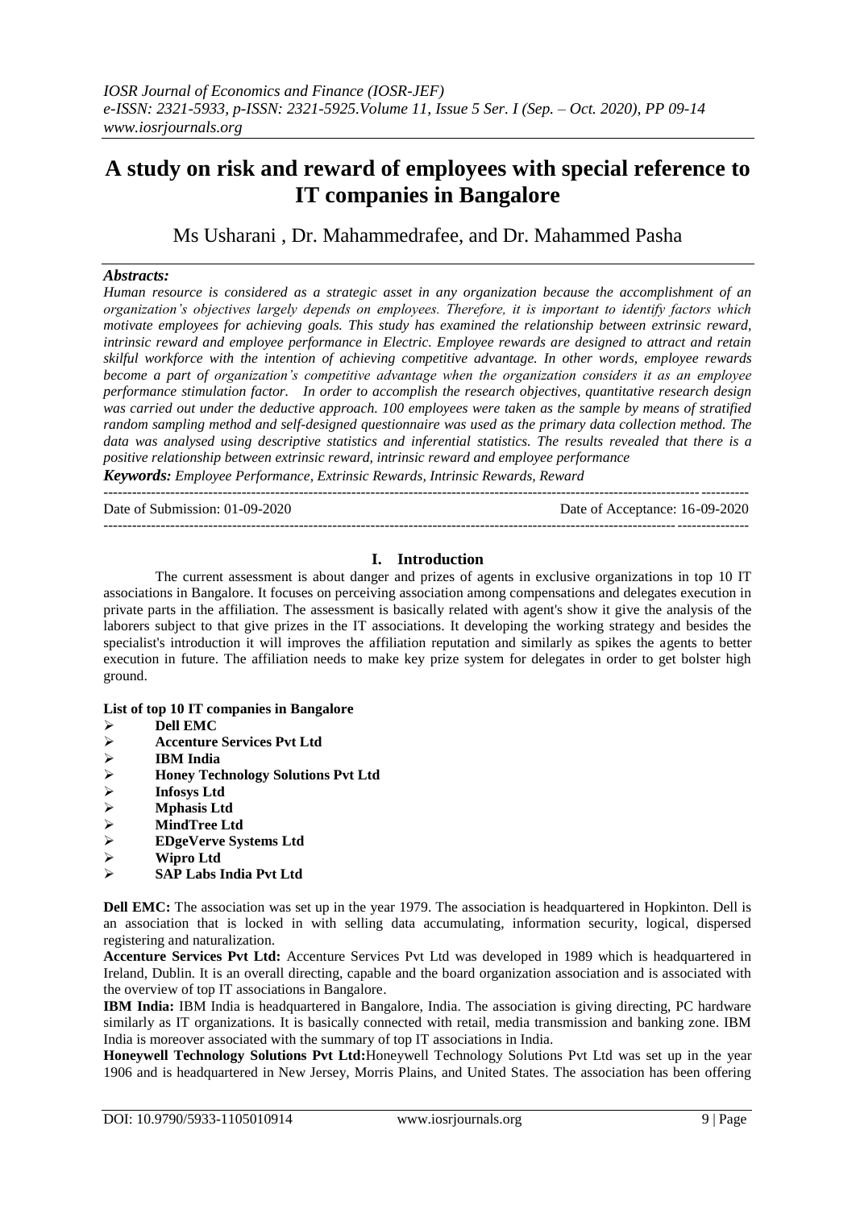# A study on risk and reward of employees with special reference to IT companies in Bangalore

Ms Usharani , Dr. Mahammedrafee, and Dr. Mahammed Pasha

***Abstracts:***

*Human resource is considered as a strategic asset in any organization because the accomplishment of an organization's objectives largely depends on employees. Therefore, it is important to identify factors which motivate employees for achieving goals. This study has examined the relationship between extrinsic reward, intrinsic reward and employee performance in Electric. Employee rewards are designed to attract and retain skilful workforce with the intention of achieving competitive advantage. In other words, employee rewards become a part of organization's competitive advantage when the organization considers it as an employee performance stimulation factor. In order to accomplish the research objectives, quantitative research design was carried out under the deductive approach. 100 employees were taken as the sample by means of stratified random sampling method and self-designed questionnaire was used as the primary data collection method. The data was analysed using descriptive statistics and inferential statistics. The results revealed that there is a positive relationship between extrinsic reward, intrinsic reward and employee performance*

***Keywords:*** *Employee Performance, Extrinsic Rewards, Intrinsic Rewards, Reward*

---

Date of Submission: 01-09-2020 Date of Acceptance: 16-09-2020

---

## I. Introduction

The current assessment is about danger and prizes of agents in exclusive organizations in top 10 IT associations in Bangalore. It focuses on perceiving association among compensations and delegates execution in private parts in the affiliation. The assessment is basically related with agent's show it give the analysis of the laborers subject to that give prizes in the IT associations. It developing the working strategy and besides the specialist's introduction it will improves the affiliation reputation and similarly as spikes the agents to better execution in future. The affiliation needs to make key prize system for delegates in order to get bolster high ground.

**List of top 10 IT companies in Bangalore**

- **Dell EMC**
- **Accenture Services Pvt Ltd**
- **IBM India**
- **Honey Technology Solutions Pvt Ltd**
- **Infosys Ltd**
- **Mphasis Ltd**
- **MindTree Ltd**
- **EDgeVerve Systems Ltd**
- **Wipro Ltd**
- **SAP Labs India Pvt Ltd**

**Dell EMC:** The association was set up in the year 1979. The association is headquartered in Hopkinton. Dell is an association that is locked in with selling data accumulating, information security, logical, dispersed registering and naturalization.

**Accenture Services Pvt Ltd:** Accenture Services Pvt Ltd was developed in 1989 which is headquartered in Ireland, Dublin. It is an overall directing, capable and the board organization association and is associated with the overview of top IT associations in Bangalore.

**IBM India:** IBM India is headquartered in Bangalore, India. The association is giving directing, PC hardware similarly as IT organizations. It is basically connected with retail, media transmission and banking zone. IBM India is moreover associated with the summary of top IT associations in India.

**Honeywell Technology Solutions Pvt Ltd:**Honeywell Technology Solutions Pvt Ltd was set up in the year 1906 and is headquartered in New Jersey, Morris Plains, and United States. The association has been offering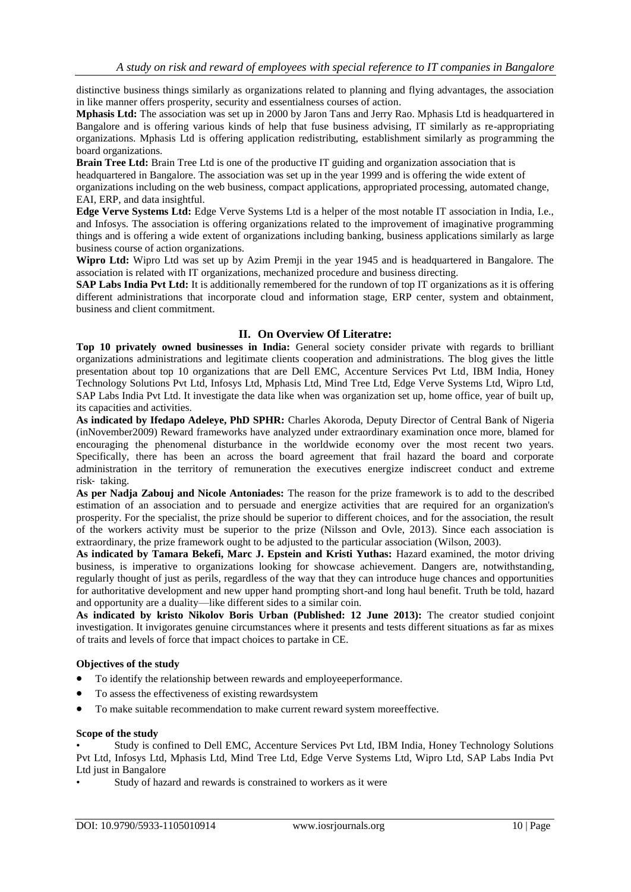distinctive business things similarly as organizations related to planning and flying advantages, the association in like manner offers prosperity, security and essentialness courses of action.

**Mphasis Ltd:** The association was set up in 2000 by Jaron Tans and Jerry Rao. Mphasis Ltd is headquartered in Bangalore and is offering various kinds of help that fuse business advising, IT similarly as re-appropriating organizations. Mphasis Ltd is offering application redistributing, establishment similarly as programming the board organizations.

**Brain Tree Ltd:** Brain Tree Ltd is one of the productive IT guiding and organization association that is headquartered in Bangalore. The association was set up in the year 1999 and is offering the wide extent of organizations including on the web business, compact applications, appropriated processing, automated change, EAI, ERP, and data insightful.

**Edge Verve Systems Ltd:** Edge Verve Systems Ltd is a helper of the most notable IT association in India, I.e., and Infosys. The association is offering organizations related to the improvement of imaginative programming things and is offering a wide extent of organizations including banking, business applications similarly as large business course of action organizations.

**Wipro Ltd:** Wipro Ltd was set up by Azim Premji in the year 1945 and is headquartered in Bangalore. The association is related with IT organizations, mechanized procedure and business directing.

**SAP Labs India Pvt Ltd:** It is additionally remembered for the rundown of top IT organizations as it is offering different administrations that incorporate cloud and information stage, ERP center, system and obtainment, business and client commitment.

## II. On Overview Of Literatre:

**Top 10 privately owned businesses in India:** General society consider private with regards to brilliant organizations administrations and legitimate clients cooperation and administrations. The blog gives the little presentation about top 10 organizations that are Dell EMC, Accenture Services Pvt Ltd, IBM India, Honey Technology Solutions Pvt Ltd, Infosys Ltd, Mphasis Ltd, Mind Tree Ltd, Edge Verve Systems Ltd, Wipro Ltd, SAP Labs India Pvt Ltd. It investigate the data like when was organization set up, home office, year of built up, its capacities and activities.

**As indicated by Ifedapo Adeleye, PhD SPHR:** Charles Akoroda, Deputy Director of Central Bank of Nigeria (inNovember2009) Reward frameworks have analyzed under extraordinary examination once more, blamed for encouraging the phenomenal disturbance in the worldwide economy over the most recent two years. Specifically, there has been an across the board agreement that frail hazard the board and corporate administration in the territory of remuneration the executives energize indiscreet conduct and extreme risk- taking.

**As per Nadja Zabouj and Nicole Antoniades:** The reason for the prize framework is to add to the described estimation of an association and to persuade and energize activities that are required for an organization's prosperity. For the specialist, the prize should be superior to different choices, and for the association, the result of the workers activity must be superior to the prize (Nilsson and Ovle, 2013). Since each association is extraordinary, the prize framework ought to be adjusted to the particular association (Wilson, 2003).

**As indicated by Tamara Bekefi, Marc J. Epstein and Kristi Yuthas:** Hazard examined, the motor driving business, is imperative to organizations looking for showcase achievement. Dangers are, notwithstanding, regularly thought of just as perils, regardless of the way that they can introduce huge chances and opportunities for authoritative development and new upper hand prompting short-and long haul benefit. Truth be told, hazard and opportunity are a duality—like different sides to a similar coin.

**As indicated by kristo Nikolov Boris Urban (Published: 12 June 2013):** The creator studied conjoint investigation. It invigorates genuine circumstances where it presents and tests different situations as far as mixes of traits and levels of force that impact choices to partake in CE.

**Objectives of the study**

- To identify the relationship between rewards and employeeperformance.
- To assess the effectiveness of existing rewardsystem
- To make suitable recommendation to make current reward system moreeffective.

**Scope of the study**

- Study is confined to Dell EMC, Accenture Services Pvt Ltd, IBM India, Honey Technology Solutions Pvt Ltd, Infosys Ltd, Mphasis Ltd, Mind Tree Ltd, Edge Verve Systems Ltd, Wipro Ltd, SAP Labs India Pvt Ltd just in Bangalore
- Study of hazard and rewards is constrained to workers as it were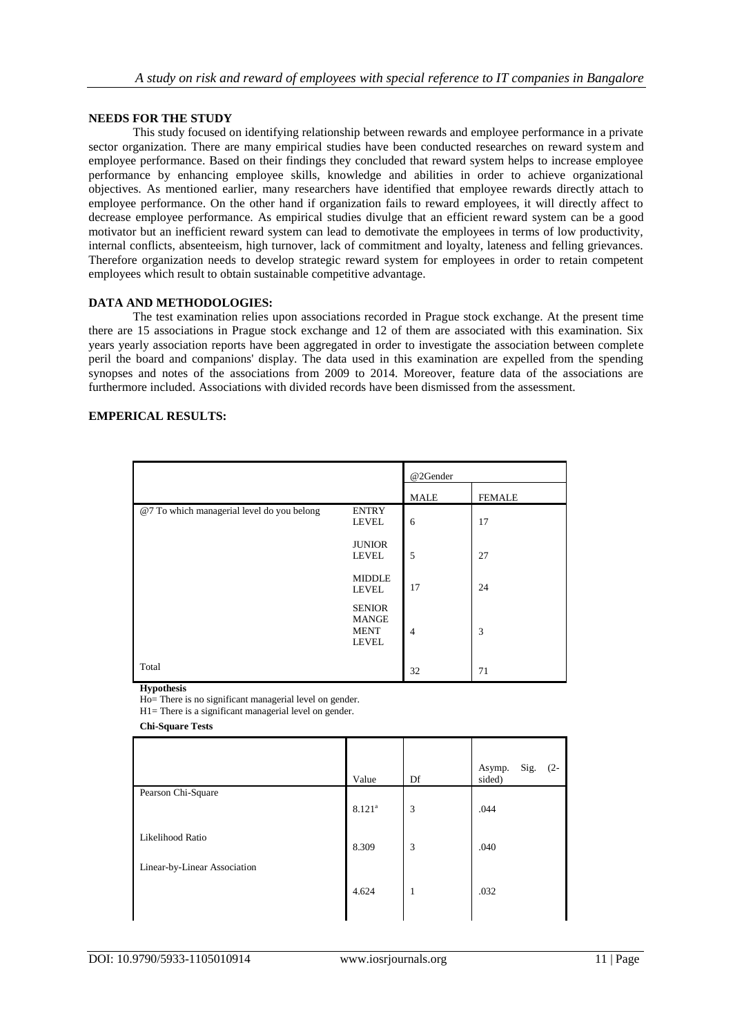## NEEDS FOR THE STUDY

This study focused on identifying relationship between rewards and employee performance in a private sector organization. There are many empirical studies have been conducted researches on reward system and employee performance. Based on their findings they concluded that reward system helps to increase employee performance by enhancing employee skills, knowledge and abilities in order to achieve organizational objectives. As mentioned earlier, many researchers have identified that employee rewards directly attach to employee performance. On the other hand if organization fails to reward employees, it will directly affect to decrease employee performance. As empirical studies divulge that an efficient reward system can be a good motivator but an inefficient reward system can lead to demotivate the employees in terms of low productivity, internal conflicts, absenteeism, high turnover, lack of commitment and loyalty, lateness and felling grievances. Therefore organization needs to develop strategic reward system for employees in order to retain competent employees which result to obtain sustainable competitive advantage.

## DATA AND METHODOLOGIES:

The test examination relies upon associations recorded in Prague stock exchange. At the present time there are 15 associations in Prague stock exchange and 12 of them are associated with this examination. Six years yearly association reports have been aggregated in order to investigate the association between complete peril the board and companions' display. The data used in this examination are expelled from the spending synopses and notes of the associations from 2009 to 2014. Moreover, feature data of the associations are furthermore included. Associations with divided records have been dismissed from the assessment.

## EMPERICAL RESULTS:

| | | @2Gender | |
|---|---|---|---|
| | | MALE | FEMALE |
| @7 To which managerial level do you belong | ENTRY LEVEL | 6 | 17 |
| | JUNIOR LEVEL | 5 | 27 |
| | MIDDLE LEVEL | 17 | 24 |
| | SENIOR MANGE MENT LEVEL | 4 | 3 |
| Total | | 32 | 71 |

**Hypothesis**

Ho= There is no significant managerial level on gender.

H1= There is a significant managerial level on gender.

**Chi-Square Tests**

| | Value | Df | Asymp. Sig. (2-sided) |
|---|---|---|---|
| Pearson Chi-Square | 8.121[a] | 3 | .044 |
| Likelihood Ratio | 8.309 | 3 | .040 |
| Linear-by-Linear Association | 4.624 | 1 | .032 |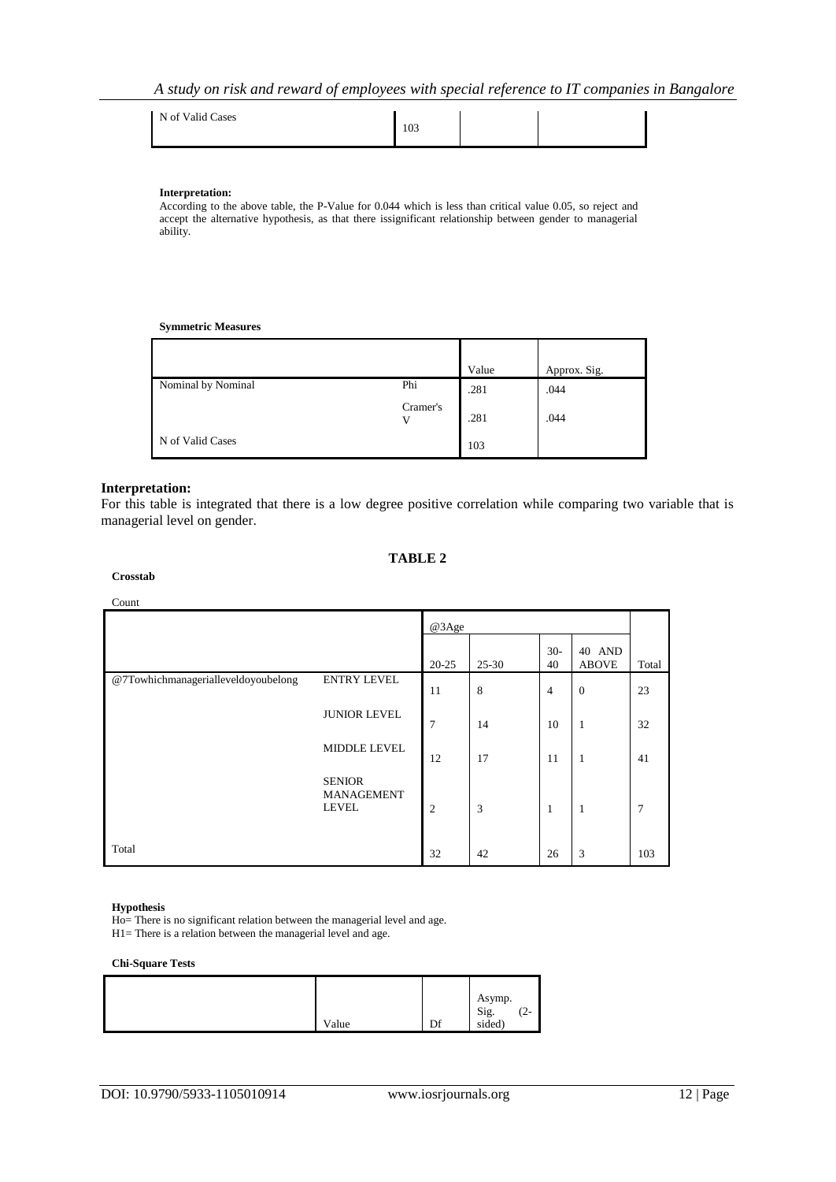| N of Valid Cases | 103 | | |
|---|---|---|---|

**Interpretation:**
According to the above table, the P-Value for 0.044 which is less than critical value 0.05, so reject and accept the alternative hypothesis, as that there issignificant relationship between gender to managerial ability.

**Symmetric Measures**

| | | Value | Approx. Sig. |
|---|---|---|---|
| Nominal by Nominal | Phi | .281 | .044 |
| | Cramer's V | .281 | .044 |
| N of Valid Cases | | 103 | |

**Interpretation:**
For this table is integrated that there is a low degree positive correlation while comparing two variable that is managerial level on gender.

**TABLE 2**

**Crosstab**

Count

| | | @3Age | | | | |
|---|---|---|---|---|---|---|
| | | 20-25 | 25-30 | 30-40 | 40 AND ABOVE | Total |
| @7Towhichmanagerialleveldoyoubelong | ENTRY LEVEL | 11 | 8 | 4 | 0 | 23 |
| | JUNIOR LEVEL | 7 | 14 | 10 | 1 | 32 |
| | MIDDLE LEVEL | 12 | 17 | 11 | 1 | 41 |
| | SENIOR MANAGEMENT LEVEL | 2 | 3 | 1 | 1 | 7 |
| Total | | 32 | 42 | 26 | 3 | 103 |

**Hypothesis**
Ho= There is no significant relation between the managerial level and age.
H1= There is a relation between the managerial level and age.

**Chi-Square Tests**

| | Value | Df | Asymp. Sig. (2-sided) |
|---|---|---|---|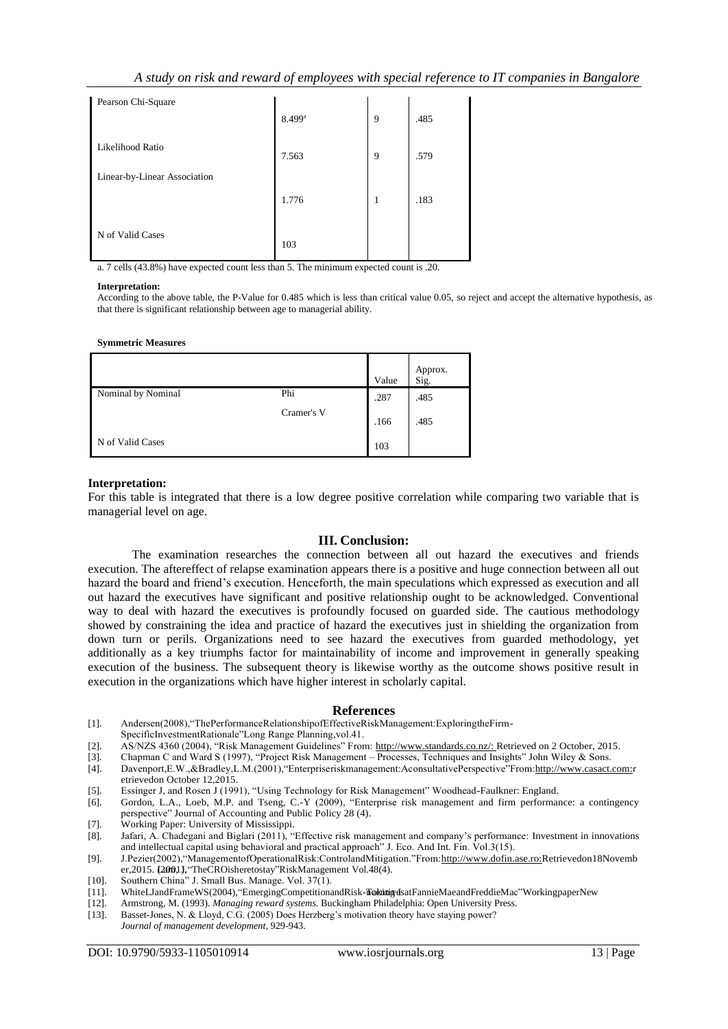| | | | |
|---|---|---|---|
| Pearson Chi-Square | 8.499[a] | 9 | .485 |
| Likelihood Ratio | 7.563 | 9 | .579 |
| Linear-by-Linear Association | 1.776 | 1 | .183 |
| N of Valid Cases | 103 | | |

a. 7 cells (43.8%) have expected count less than 5. The minimum expected count is .20.

**Interpretation:**
According to the above table, the P-Value for 0.485 which is less than critical value 0.05, so reject and accept the alternative hypothesis, as that there is significant relationship between age to managerial ability.

**Symmetric Measures**

| | | Value | Approx. Sig. |
|---|---|---|---|
| Nominal by Nominal | Phi | .287 | .485 |
| | Cramer's V | .166 | .485 |
| N of Valid Cases | | 103 | |

**Interpretation:**
For this table is integrated that there is a low degree positive correlation while comparing two variable that is managerial level on age.

## III. Conclusion:

The examination researches the connection between all out hazard the executives and friends execution. The aftereffect of relapse examination appears there is a positive and huge connection between all out hazard the board and friend's execution. Henceforth, the main speculations which expressed as execution and all out hazard the executives have significant and positive relationship ought to be acknowledged. Conventional way to deal with hazard the executives is profoundly focused on guarded side. The cautious methodology showed by constraining the idea and practice of hazard the executives just in shielding the organization from down turn or perils. Organizations need to see hazard the executives from guarded methodology, yet additionally as a key triumphs factor for maintainability of income and improvement in generally speaking execution of the business. The subsequent theory is likewise worthy as the outcome shows positive result in execution in the organizations which have higher interest in scholarly capital.

## References

[1]. Andersen(2008),"ThePerformanceRelationshipofEffectiveRiskManagement:ExploringtheFirm-SpecificInvestmentRationale"Long Range Planning,vol.41.
[2]. AS/NZS 4360 (2004), "Risk Management Guidelines" From: http://www.standards.co.nz/: Retrieved on 2 October, 2015.
[3]. Chapman C and Ward S (1997), "Project Risk Management – Processes, Techniques and Insights" John Wiley & Sons.
[4]. Davenport,E.W.,&Bradley,L.M.(2001),"Enterpriseriskmanagement:AconsultativePerspective"From:http://www.casact.com:retrievedon October 12,2015.
[5]. Essinger J, and Rosen J (1991), "Using Technology for Risk Management" Woodhead-Faulkner: England.
[6]. Gordon, L.A., Loeb, M.P. and Tseng, C.-Y (2009), "Enterprise risk management and firm performance: a contingency perspective" Journal of Accounting and Public Policy 28 (4).
[7]. Working Paper: University of Mississippi.
[8]. Jafari, A. Chadegani and Biglari (2011), "Effective risk management and company's performance: Investment in innovations and intellectual capital using behavioral and practical approach" J. Eco. And Int. Fin. Vol.3(15).
[9]. J.Pezier(2002),"ManagementofOperationalRisk:ControlandMitigation."From:http://www.dofin.ase.ro:Retrievedon18November,2015. (2001),"TheCROisheretostay"RiskManagement Vol.48(4).
[10]. Southern China" J. Small Bus. Manage. Vol. 37(1).
[11]. WhiteLJandFrameWS(2004),"EmergingCompetitionandRisk-TakingIncentivesatFannieMaeandFreddieMac"WorkingpaperNew
[12]. Armstrong, M. (1993). *Managing reward systems.* Buckingham Philadelphia: Open University Press.
[13]. Basset-Jones, N. & Lloyd, C.G. (2005) Does Herzberg's motivation theory have staying power? *Journal of management development*, 929-943.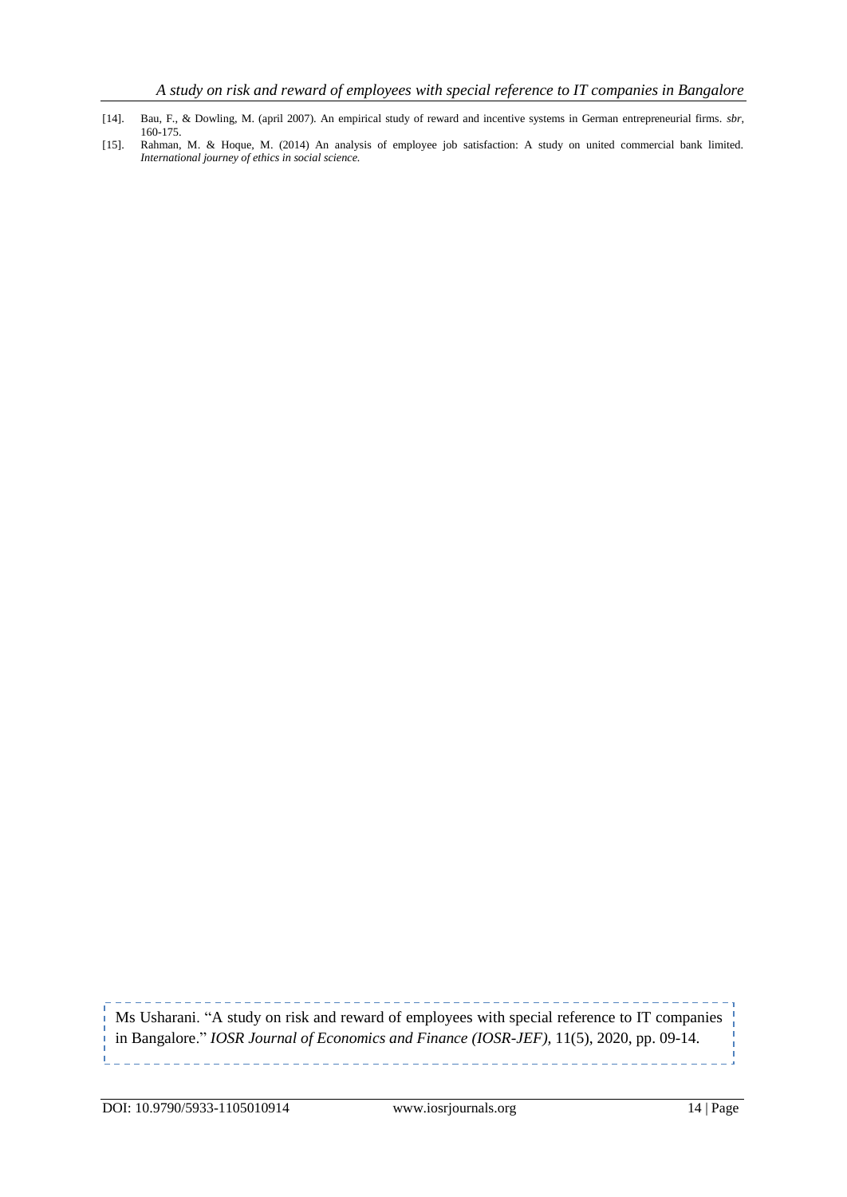[14]. Bau, F., & Dowling, M. (april 2007). An empirical study of reward and incentive systems in German entrepreneurial firms. *sbr*, 160-175.

[15]. Rahman, M. & Hoque, M. (2014) An analysis of employee job satisfaction: A study on united commercial bank limited. *International journey of ethics in social science.*

Ms Usharani. "A study on risk and reward of employees with special reference to IT companies in Bangalore." *IOSR Journal of Economics and Finance (IOSR-JEF),* 11(5), 2020, pp. 09-14.